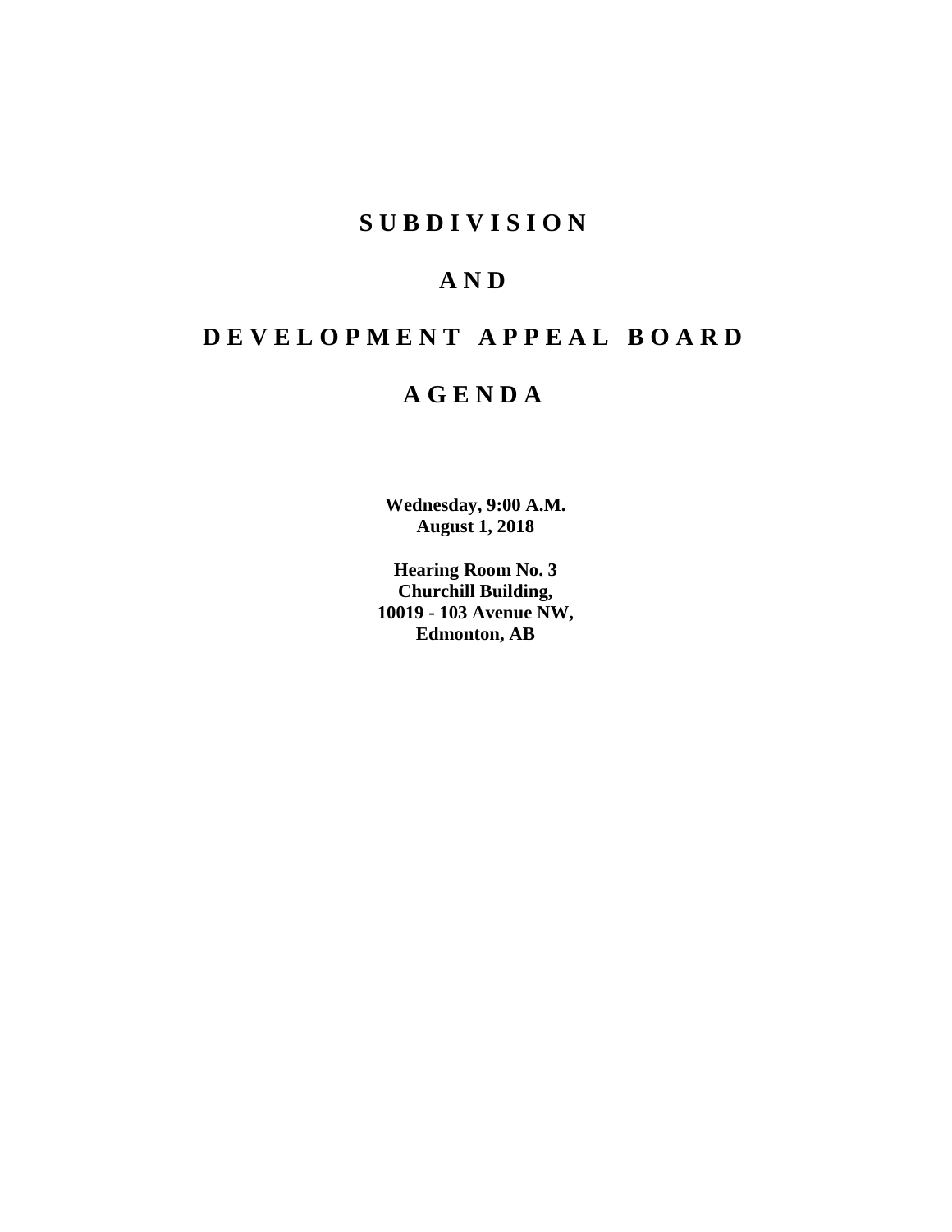# SUBDIVISION

# AND

# DEVELOPMENT APPEAL BOARD

# AGENDA

**Wednesday, 9:00 A.M.**
**August 1, 2018**

**Hearing Room No. 3**
**Churchill Building,**
**10019 - 103 Avenue NW,**
**Edmonton, AB**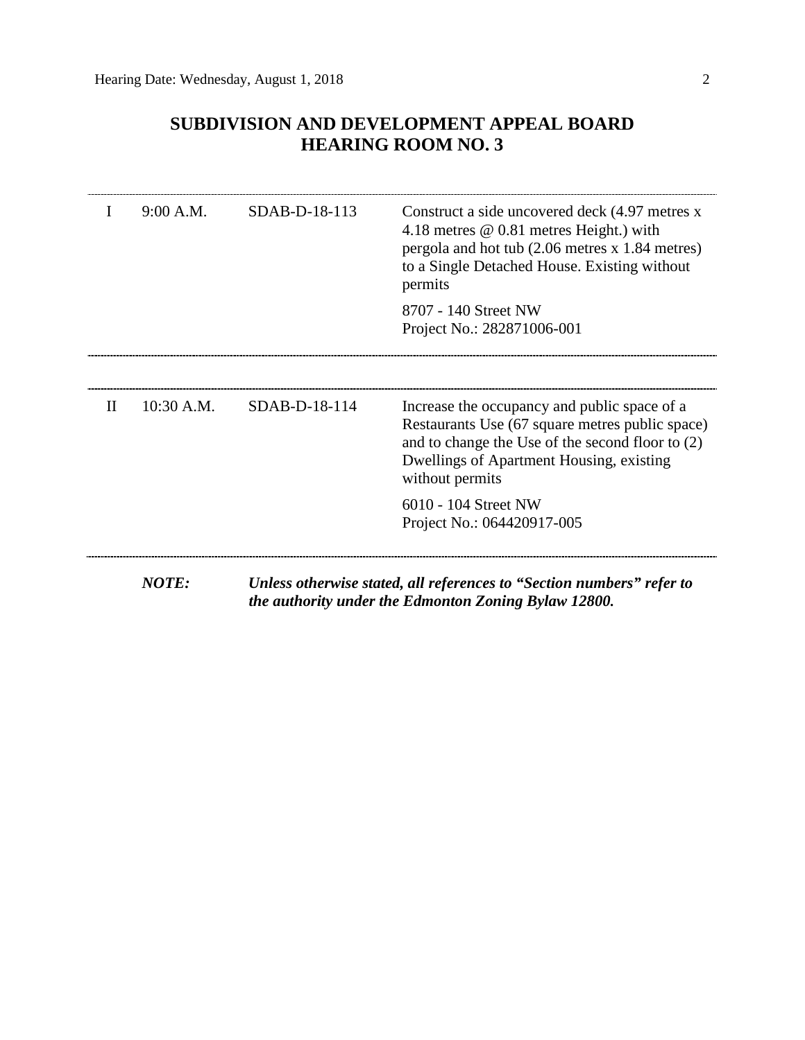# SUBDIVISION AND DEVELOPMENT APPEAL BOARD
# HEARING ROOM NO. 3

---

| | | | |
|---|---|---|---|
| I | 9:00 A.M. | SDAB-D-18-113 | Construct a side uncovered deck (4.97 metres x 4.18 metres @ 0.81 metres Height.) with pergola and hot tub (2.06 metres x 1.84 metres) to a Single Detached House. Existing without permits<br><br>8707 - 140 Street NW<br>Project No.: 282871006-001 |

---

| | | | |
|---|---|---|---|
| II | 10:30 A.M. | SDAB-D-18-114 | Increase the occupancy and public space of a Restaurants Use (67 square metres public space) and to change the Use of the second floor to (2) Dwellings of Apartment Housing, existing without permits<br><br>6010 - 104 Street NW<br>Project No.: 064420917-005 |

---

***NOTE:*** ***Unless otherwise stated, all references to "Section numbers" refer to the authority under the Edmonton Zoning Bylaw 12800.***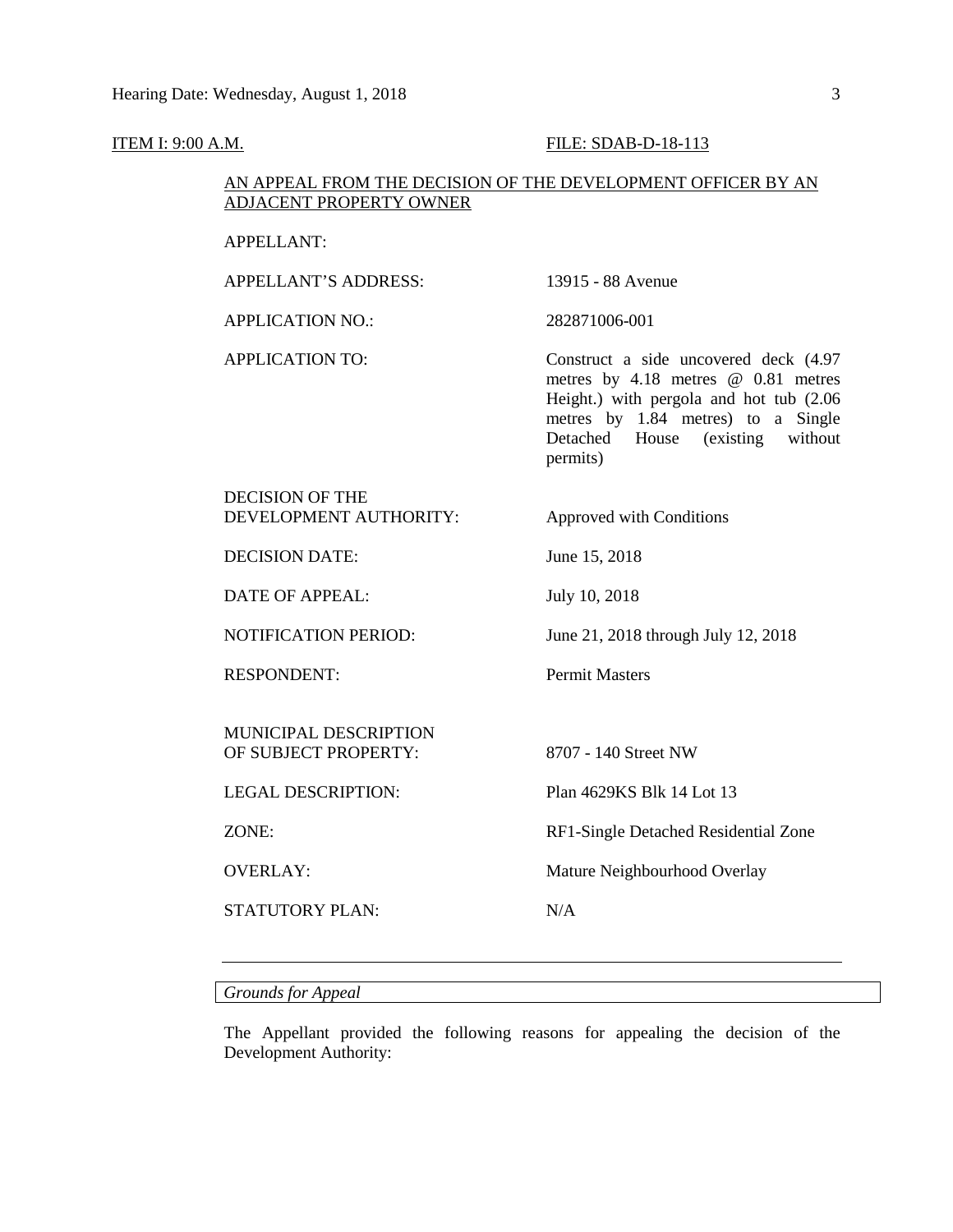ITEM I: 9:00 A.M. FILE: SDAB-D-18-113

AN APPEAL FROM THE DECISION OF THE DEVELOPMENT OFFICER BY AN ADJACENT PROPERTY OWNER

| | |
|---|---|
| APPELLANT: | |
| APPELLANT'S ADDRESS: | 13915 - 88 Avenue |
| APPLICATION NO.: | 282871006-001 |
| APPLICATION TO: | Construct a side uncovered deck (4.97 metres by 4.18 metres @ 0.81 metres Height.) with pergola and hot tub (2.06 metres by 1.84 metres) to a Single Detached House (existing without permits) |
| DECISION OF THE DEVELOPMENT AUTHORITY: | Approved with Conditions |
| DECISION DATE: | June 15, 2018 |
| DATE OF APPEAL: | July 10, 2018 |
| NOTIFICATION PERIOD: | June 21, 2018 through July 12, 2018 |
| RESPONDENT: | Permit Masters |
| MUNICIPAL DESCRIPTION OF SUBJECT PROPERTY: | 8707 - 140 Street NW |
| LEGAL DESCRIPTION: | Plan 4629KS Blk 14 Lot 13 |
| ZONE: | RF1-Single Detached Residential Zone |
| OVERLAY: | Mature Neighbourhood Overlay |
| STATUTORY PLAN: | N/A |

---

*Grounds for Appeal*

The Appellant provided the following reasons for appealing the decision of the Development Authority: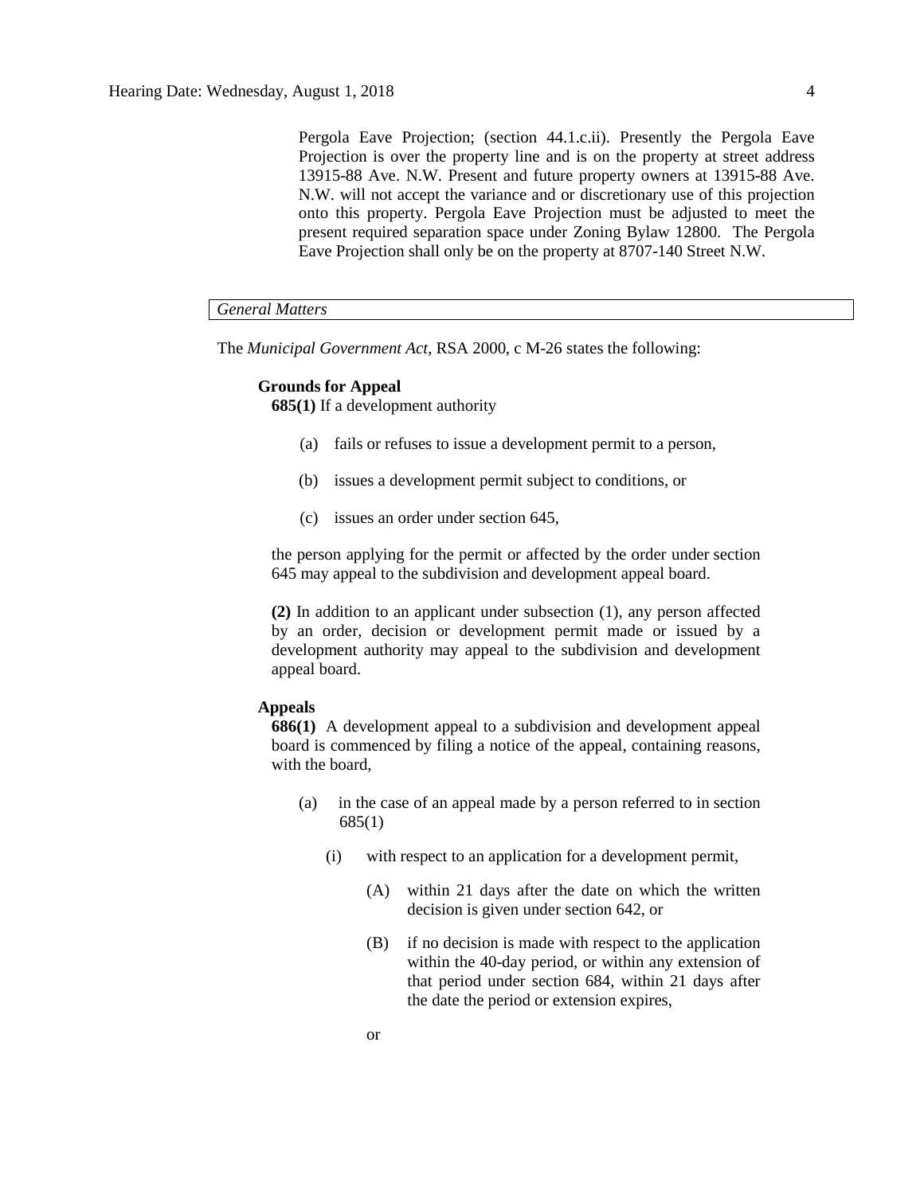Pergola Eave Projection; (section 44.1.c.ii). Presently the Pergola Eave Projection is over the property line and is on the property at street address 13915-88 Ave. N.W. Present and future property owners at 13915-88 Ave. N.W. will not accept the variance and or discretionary use of this projection onto this property. Pergola Eave Projection must be adjusted to meet the present required separation space under Zoning Bylaw 12800. The Pergola Eave Projection shall only be on the property at 8707-140 Street N.W.

*General Matters*

The *Municipal Government Act*, RSA 2000, c M-26 states the following:

**Grounds for Appeal**

**685(1)** If a development authority

(a) fails or refuses to issue a development permit to a person,

(b) issues a development permit subject to conditions, or

(c) issues an order under section 645,

the person applying for the permit or affected by the order under section 645 may appeal to the subdivision and development appeal board.

**(2)** In addition to an applicant under subsection (1), any person affected by an order, decision or development permit made or issued by a development authority may appeal to the subdivision and development appeal board.

**Appeals**

**686(1)** A development appeal to a subdivision and development appeal board is commenced by filing a notice of the appeal, containing reasons, with the board,

(a) in the case of an appeal made by a person referred to in section 685(1)

(i) with respect to an application for a development permit,

(A) within 21 days after the date on which the written decision is given under section 642, or

(B) if no decision is made with respect to the application within the 40-day period, or within any extension of that period under section 684, within 21 days after the date the period or extension expires,

or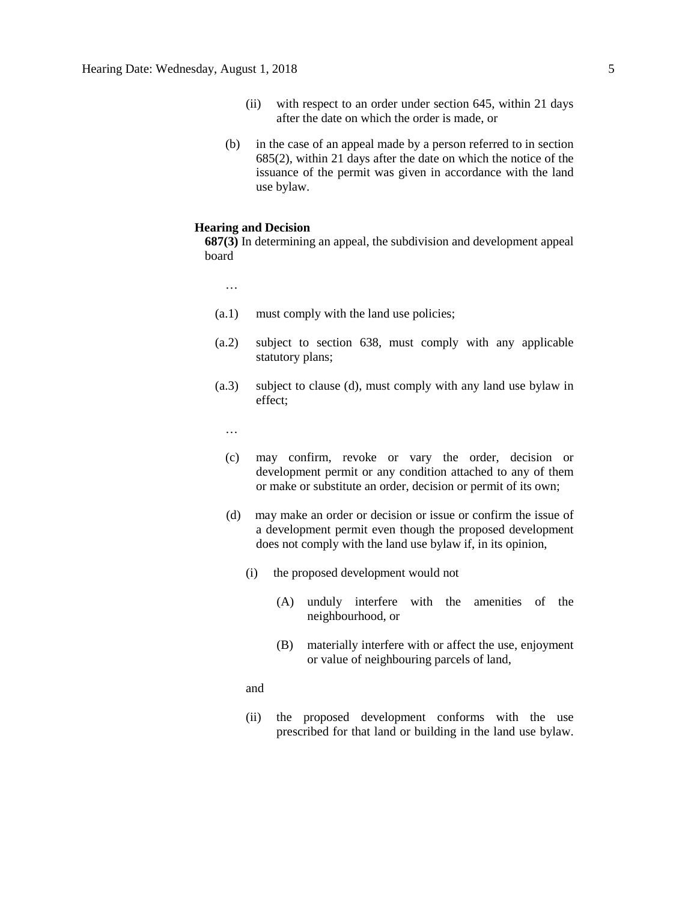(ii) with respect to an order under section 645, within 21 days after the date on which the order is made, or

(b) in the case of an appeal made by a person referred to in section 685(2), within 21 days after the date on which the notice of the issuance of the permit was given in accordance with the land use bylaw.

**Hearing and Decision**

**687(3)** In determining an appeal, the subdivision and development appeal board

…

(a.1) must comply with the land use policies;

(a.2) subject to section 638, must comply with any applicable statutory plans;

(a.3) subject to clause (d), must comply with any land use bylaw in effect;

…

(c) may confirm, revoke or vary the order, decision or development permit or any condition attached to any of them or make or substitute an order, decision or permit of its own;

(d) may make an order or decision or issue or confirm the issue of a development permit even though the proposed development does not comply with the land use bylaw if, in its opinion,

(i) the proposed development would not

(A) unduly interfere with the amenities of the neighbourhood, or

(B) materially interfere with or affect the use, enjoyment or value of neighbouring parcels of land,

and

(ii) the proposed development conforms with the use prescribed for that land or building in the land use bylaw.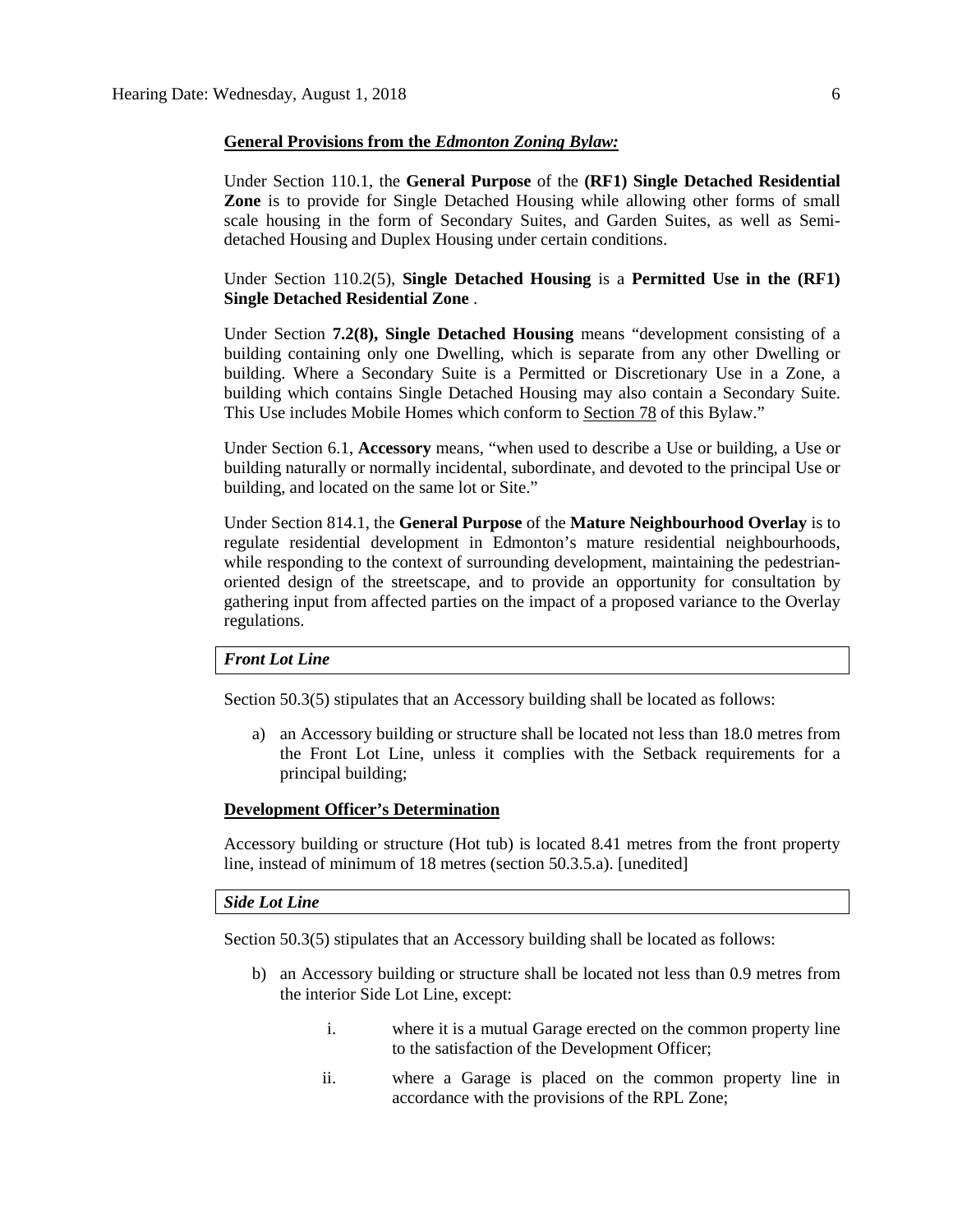**General Provisions from the *Edmonton Zoning Bylaw:***

Under Section 110.1, the **General Purpose** of the **(RF1) Single Detached Residential Zone** is to provide for Single Detached Housing while allowing other forms of small scale housing in the form of Secondary Suites, and Garden Suites, as well as Semi-detached Housing and Duplex Housing under certain conditions.

Under Section 110.2(5), **Single Detached Housing** is a **Permitted Use in the (RF1) Single Detached Residential Zone** .

Under Section **7.2(8), Single Detached Housing** means "development consisting of a building containing only one Dwelling, which is separate from any other Dwelling or building. Where a Secondary Suite is a Permitted or Discretionary Use in a Zone, a building which contains Single Detached Housing may also contain a Secondary Suite. This Use includes Mobile Homes which conform to Section 78 of this Bylaw."

Under Section 6.1, **Accessory** means, "when used to describe a Use or building, a Use or building naturally or normally incidental, subordinate, and devoted to the principal Use or building, and located on the same lot or Site."

Under Section 814.1, the **General Purpose** of the **Mature Neighbourhood Overlay** is to regulate residential development in Edmonton's mature residential neighbourhoods, while responding to the context of surrounding development, maintaining the pedestrian-oriented design of the streetscape, and to provide an opportunity for consultation by gathering input from affected parties on the impact of a proposed variance to the Overlay regulations.

***Front Lot Line***

Section 50.3(5) stipulates that an Accessory building shall be located as follows:

a) an Accessory building or structure shall be located not less than 18.0 metres from the Front Lot Line, unless it complies with the Setback requirements for a principal building;

**Development Officer's Determination**

Accessory building or structure (Hot tub) is located 8.41 metres from the front property line, instead of minimum of 18 metres (section 50.3.5.a). [unedited]

***Side Lot Line***

Section 50.3(5) stipulates that an Accessory building shall be located as follows:

b) an Accessory building or structure shall be located not less than 0.9 metres from the interior Side Lot Line, except:

   i. where it is a mutual Garage erected on the common property line to the satisfaction of the Development Officer;

   ii. where a Garage is placed on the common property line in accordance with the provisions of the RPL Zone;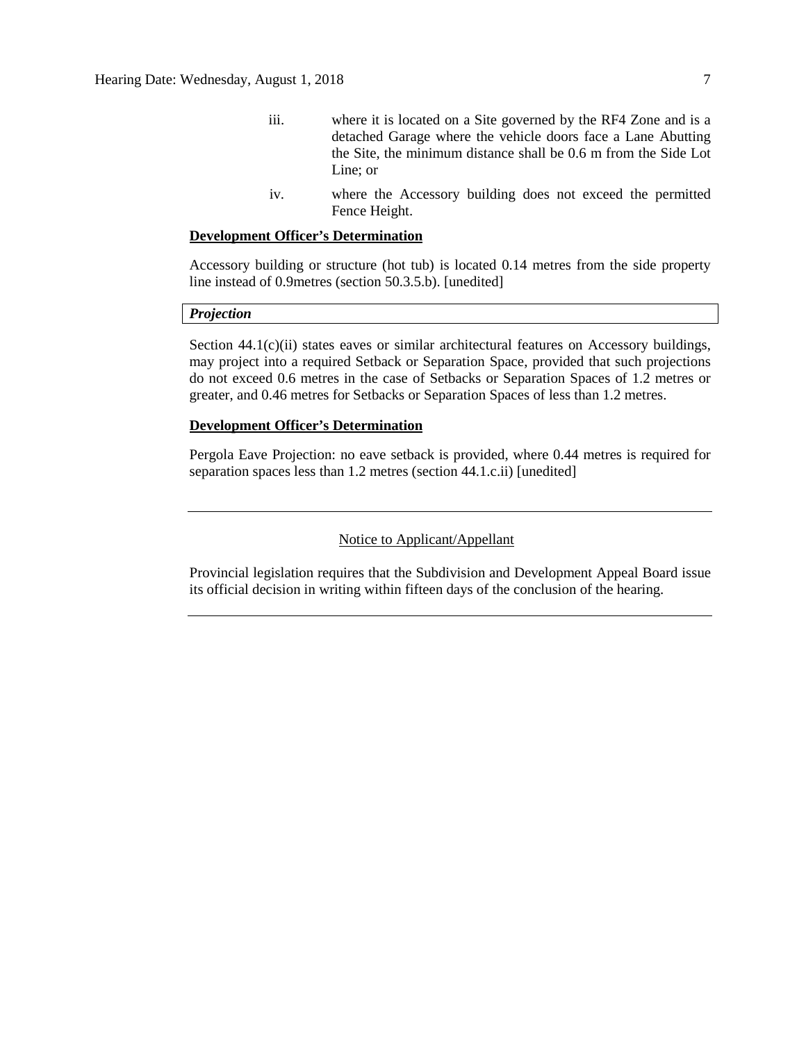iii. where it is located on a Site governed by the RF4 Zone and is a detached Garage where the vehicle doors face a Lane Abutting the Site, the minimum distance shall be 0.6 m from the Side Lot Line; or

iv. where the Accessory building does not exceed the permitted Fence Height.

**Development Officer's Determination**

Accessory building or structure (hot tub) is located 0.14 metres from the side property line instead of 0.9metres (section 50.3.5.b). [unedited]

***Projection***

Section 44.1(c)(ii) states eaves or similar architectural features on Accessory buildings, may project into a required Setback or Separation Space, provided that such projections do not exceed 0.6 metres in the case of Setbacks or Separation Spaces of 1.2 metres or greater, and 0.46 metres for Setbacks or Separation Spaces of less than 1.2 metres.

**Development Officer's Determination**

Pergola Eave Projection: no eave setback is provided, where 0.44 metres is required for separation spaces less than 1.2 metres (section 44.1.c.ii) [unedited]

---

Notice to Applicant/Appellant

Provincial legislation requires that the Subdivision and Development Appeal Board issue its official decision in writing within fifteen days of the conclusion of the hearing.

---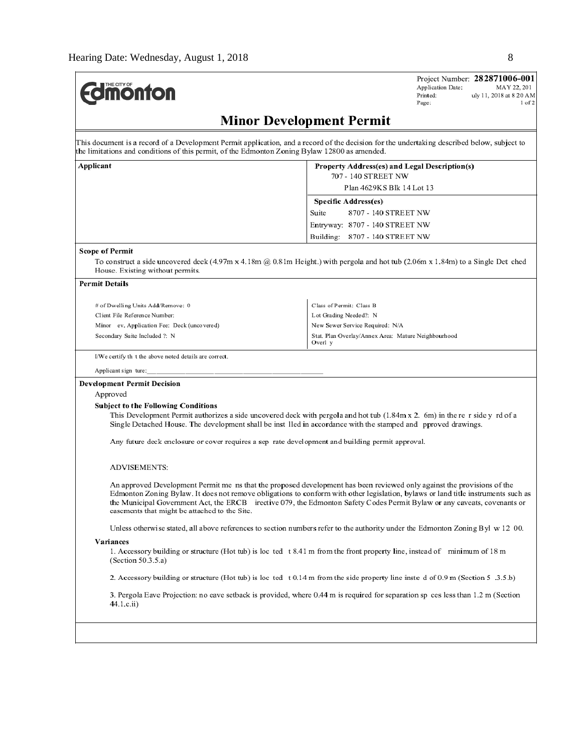**THE CITY OF Edmonton**

Project Number: **282871006-001**
Application Date: MAY 22, 201
Printed: uly 11, 2018 at 8 20 AM
Page: 1 of 2

# Minor Development Permit

This document is a record of a Development Permit application, and a record of the decision for the undertaking described below, subject to the limitations and conditions of this permit, of the Edmonton Zoning Bylaw 12800 as amended.

| **Applicant** | **Property Address(es) and Legal Description(s)** |
|---|---|
| | 707 - 140 STREET NW |
| | Plan 4629KS Blk 14 Lot 13 |
| | **Specific Address(es)** |
| | Suite 8707 - 140 STREET NW |
| | Entryway: 8707 - 140 STREET NW |
| | Building: 8707 - 140 STREET NW |

**Scope of Permit**

To construct a side uncovered deck (4.97m x 4.18m @ 0.81m Height.) with pergola and hot tub (2.06m x 1.84m) to a Single Det ched House. Existing without permits.

**Permit Details**

| | |
|---|---|
| # of Dwelling Units Add/Remove: 0 | Class of Permit: Class B |
| Client File Reference Number: | Lot Grading Needed?: N |
| Minor ev. Application Fee: Deck (uncovered) | New Sewer Service Required: N/A |
| Secondary Suite Included ?: N | Stat. Plan Overlay/Annex Area: Mature Neighbourhood Overl y |

I/We certify th t the above noted details are correct.

Applicant sign ture:\_\_\_\_\_\_\_\_\_\_\_\_\_\_\_\_\_\_\_\_\_\_\_\_\_\_\_\_\_\_\_\_\_\_\_\_\_\_\_\_\_\_\_\_

**Development Permit Decision**

Approved

**Subject to the Following Conditions**

This Development Permit authorizes a side uncovered deck with pergola and hot tub (1.84m x 2. 6m) in the re r side y rd of a Single Detached House. The development shall be inst lled in accordance with the stamped and pproved drawings.

Any future deck enclosure or cover requires a sep rate development and building permit approval.

ADVISEMENTS:

An approved Development Permit me ns that the proposed development has been reviewed only against the provisions of the Edmonton Zoning Bylaw. It does not remove obligations to conform with other legislation, bylaws or land title instruments such as the Municipal Government Act, the ERCB irective 079, the Edmonton Safety Codes Permit Bylaw or any caveats, covenants or easements that might be attached to the Site.

Unless otherwise stated, all above references to section numbers refer to the authority under the Edmonton Zoning Byl w 12 00.

**Variances**

1. Accessory building or structure (Hot tub) is loc ted t 8.41 m from the front property line, instead of minimum of 18 m (Section 50.3.5.a)

2. Accessory building or structure (Hot tub) is loc ted t 0.14 m from the side property line inste d of 0.9 m (Section 5 .3.5.b)

3. Pergola Eave Projection: no eave setback is provided, where 0.44 m is required for separation sp ces less than 1.2 m (Section 44.1.c.ii)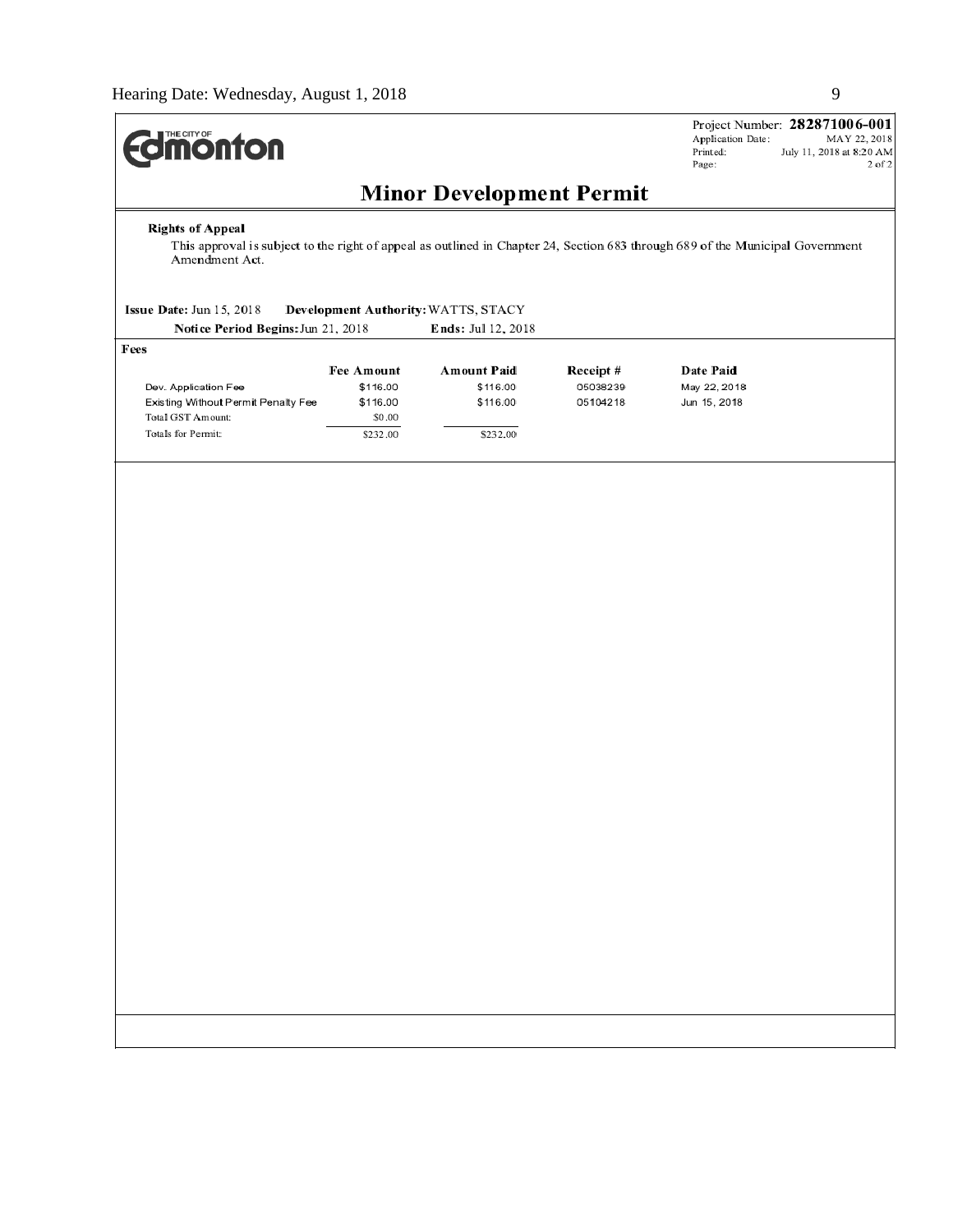THE CITY OF **Edmonton**

Project Number: **282871006-001**
Application Date: MAY 22, 2018
Printed: July 11, 2018 at 8:20 AM
Page: 2 of 2

## Minor Development Permit

**Rights of Appeal**

This approval is subject to the right of appeal as outlined in Chapter 24, Section 683 through 689 of the Municipal Government Amendment Act.

**Issue Date:** Jun 15, 2018 **Development Authority:** WATTS, STACY

**Notice Period Begins:** Jun 21, 2018 **Ends:** Jul 12, 2018

**Fees**

| | Fee Amount | Amount Paid | Receipt # | Date Paid |
|---|---|---|---|---|
| Dev. Application Fee | $116.00 | $116.00 | 05038239 | May 22, 2018 |
| Existing Without Permit Penalty Fee | $116.00 | $116.00 | 05104218 | Jun 15, 2018 |
| Total GST Amount: | $0.00 | | | |
| Totals for Permit: | $232.00 | $232.00 | | |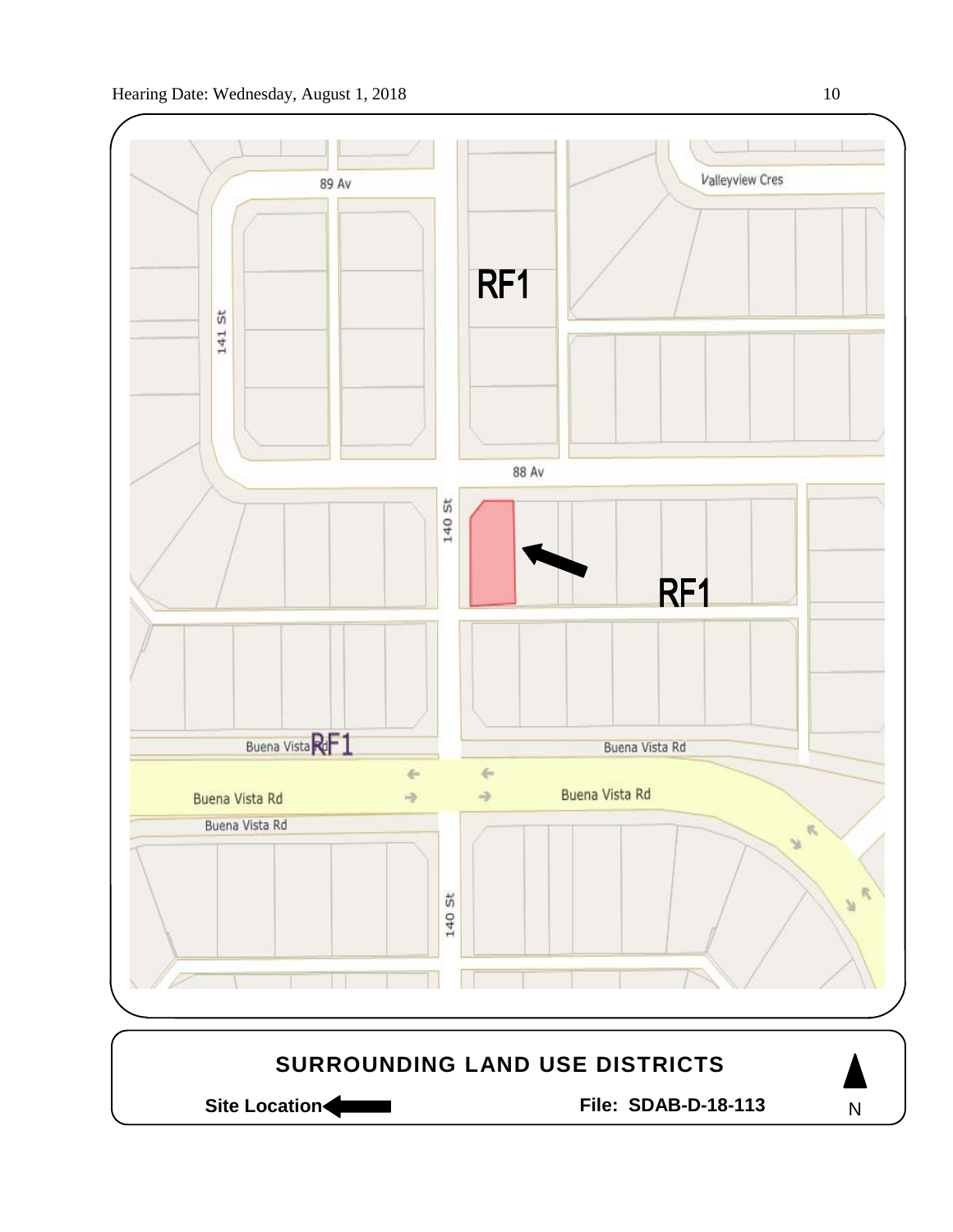## SURROUNDING LAND USE DISTRICTS

**Site Location** ⟵ **File: SDAB-D-18-113**

N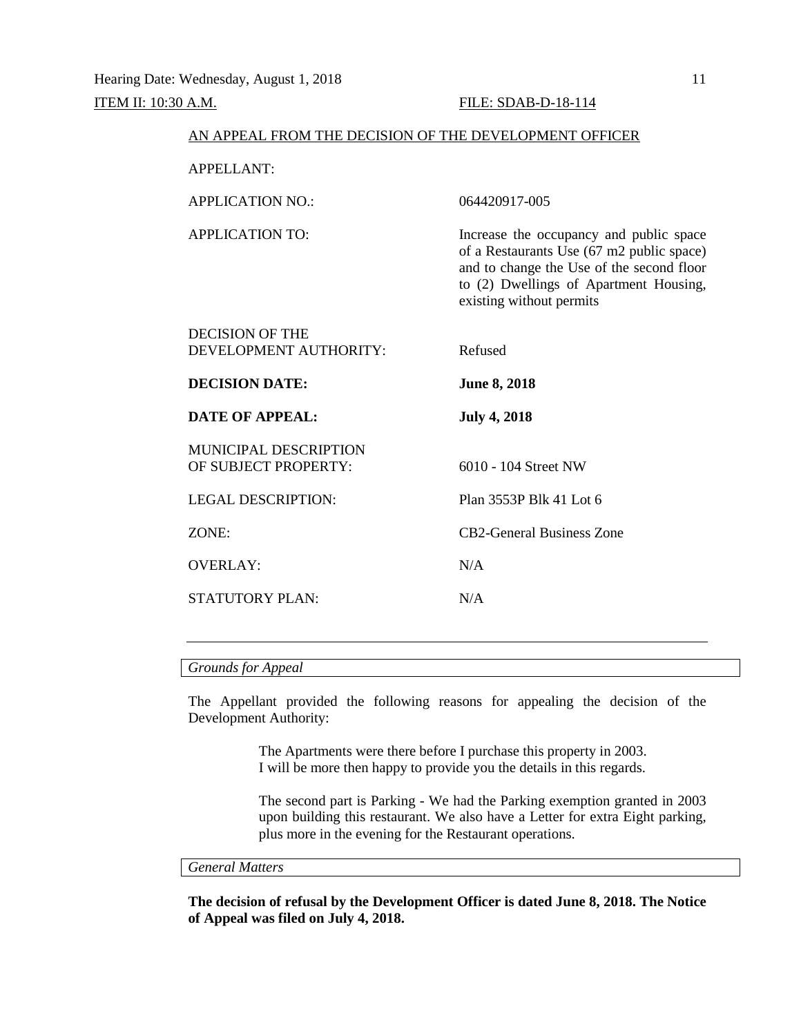ITEM II: 10:30 A.M. FILE: SDAB-D-18-114

AN APPEAL FROM THE DECISION OF THE DEVELOPMENT OFFICER

| | |
|---|---|
| APPELLANT: | |
| APPLICATION NO.: | 064420917-005 |
| APPLICATION TO: | Increase the occupancy and public space of a Restaurants Use (67 m2 public space) and to change the Use of the second floor to (2) Dwellings of Apartment Housing, existing without permits |
| DECISION OF THE DEVELOPMENT AUTHORITY: | Refused |
| **DECISION DATE:** | **June 8, 2018** |
| **DATE OF APPEAL:** | **July 4, 2018** |
| MUNICIPAL DESCRIPTION OF SUBJECT PROPERTY: | 6010 - 104 Street NW |
| LEGAL DESCRIPTION: | Plan 3553P Blk 41 Lot 6 |
| ZONE: | CB2-General Business Zone |
| OVERLAY: | N/A |
| STATUTORY PLAN: | N/A |

---

*Grounds for Appeal*

The Appellant provided the following reasons for appealing the decision of the Development Authority:

> The Apartments were there before I purchase this property in 2003. I will be more then happy to provide you the details in this regards.
>
> The second part is Parking - We had the Parking exemption granted in 2003 upon building this restaurant. We also have a Letter for extra Eight parking, plus more in the evening for the Restaurant operations.

*General Matters*

**The decision of refusal by the Development Officer is dated June 8, 2018. The Notice of Appeal was filed on July 4, 2018.**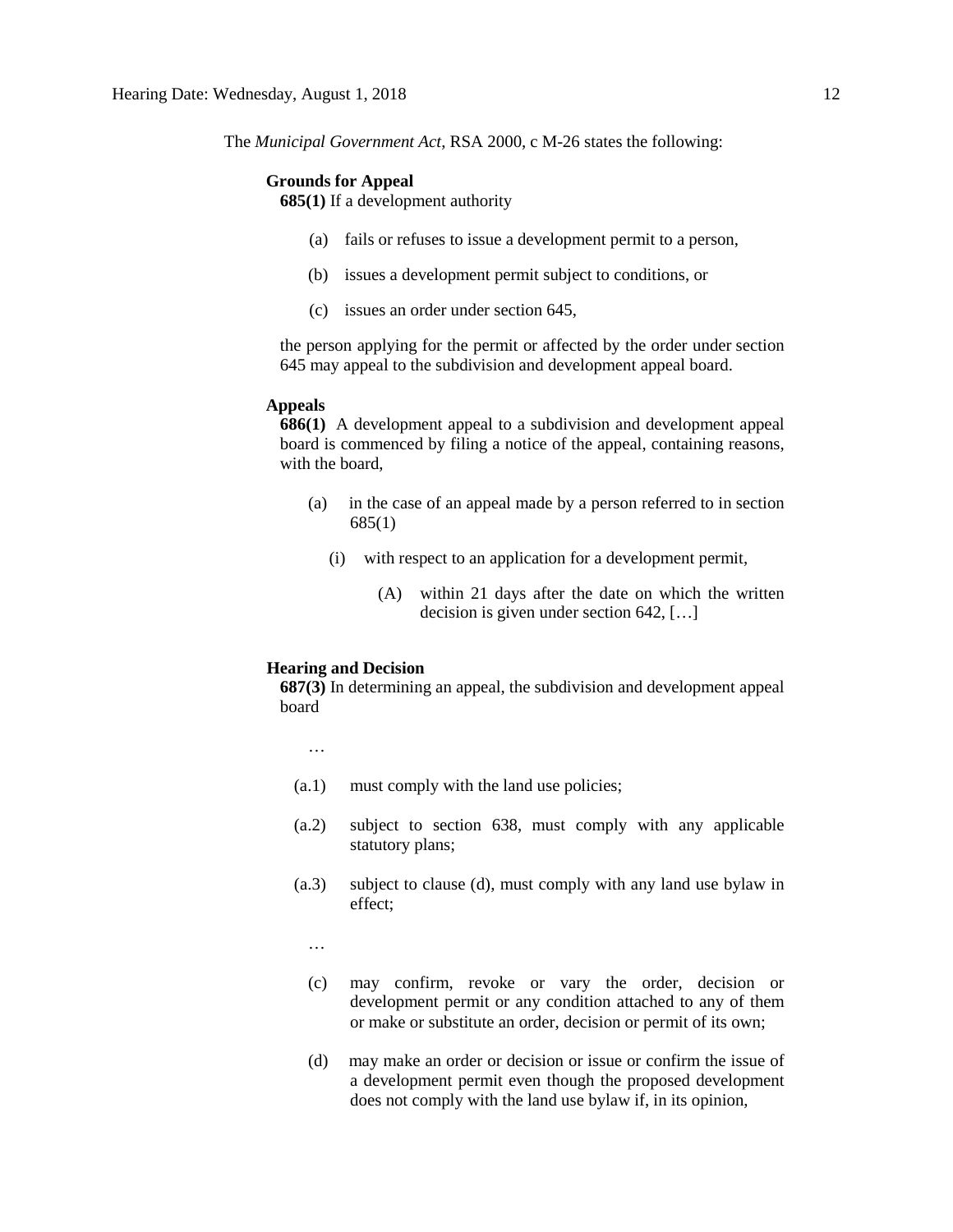The *Municipal Government Act*, RSA 2000, c M-26 states the following:

**Grounds for Appeal**

**685(1)** If a development authority

(a) fails or refuses to issue a development permit to a person,

(b) issues a development permit subject to conditions, or

(c) issues an order under section 645,

the person applying for the permit or affected by the order under section 645 may appeal to the subdivision and development appeal board.

**Appeals**

**686(1)** A development appeal to a subdivision and development appeal board is commenced by filing a notice of the appeal, containing reasons, with the board,

(a) in the case of an appeal made by a person referred to in section 685(1)

(i) with respect to an application for a development permit,

(A) within 21 days after the date on which the written decision is given under section 642, […]

**Hearing and Decision**

**687(3)** In determining an appeal, the subdivision and development appeal board

…

(a.1) must comply with the land use policies;

(a.2) subject to section 638, must comply with any applicable statutory plans;

(a.3) subject to clause (d), must comply with any land use bylaw in effect;

…

(c) may confirm, revoke or vary the order, decision or development permit or any condition attached to any of them or make or substitute an order, decision or permit of its own;

(d) may make an order or decision or issue or confirm the issue of a development permit even though the proposed development does not comply with the land use bylaw if, in its opinion,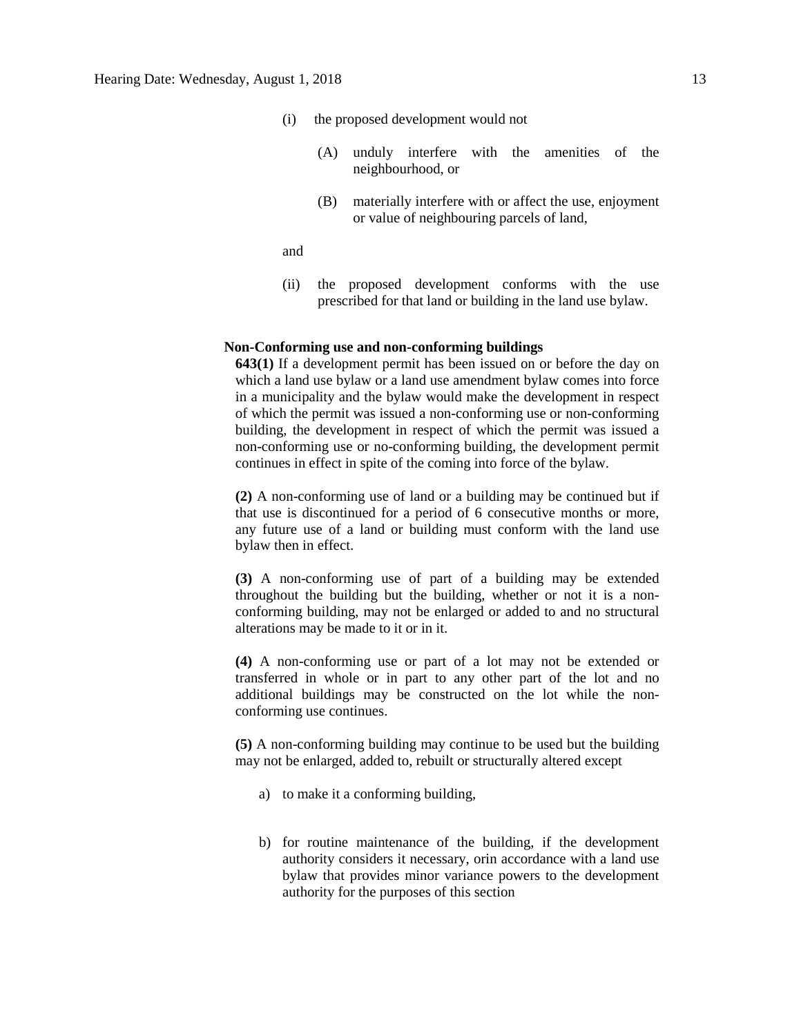(i) the proposed development would not

(A) unduly interfere with the amenities of the neighbourhood, or

(B) materially interfere with or affect the use, enjoyment or value of neighbouring parcels of land,

and

(ii) the proposed development conforms with the use prescribed for that land or building in the land use bylaw.

**Non-Conforming use and non-conforming buildings**

**643(1)** If a development permit has been issued on or before the day on which a land use bylaw or a land use amendment bylaw comes into force in a municipality and the bylaw would make the development in respect of which the permit was issued a non-conforming use or non-conforming building, the development in respect of which the permit was issued a non-conforming use or no-conforming building, the development permit continues in effect in spite of the coming into force of the bylaw.

**(2)** A non-conforming use of land or a building may be continued but if that use is discontinued for a period of 6 consecutive months or more, any future use of a land or building must conform with the land use bylaw then in effect.

**(3)** A non-conforming use of part of a building may be extended throughout the building but the building, whether or not it is a non-conforming building, may not be enlarged or added to and no structural alterations may be made to it or in it.

**(4)** A non-conforming use or part of a lot may not be extended or transferred in whole or in part to any other part of the lot and no additional buildings may be constructed on the lot while the non-conforming use continues.

**(5)** A non-conforming building may continue to be used but the building may not be enlarged, added to, rebuilt or structurally altered except

a) to make it a conforming building,

b) for routine maintenance of the building, if the development authority considers it necessary, orin accordance with a land use bylaw that provides minor variance powers to the development authority for the purposes of this section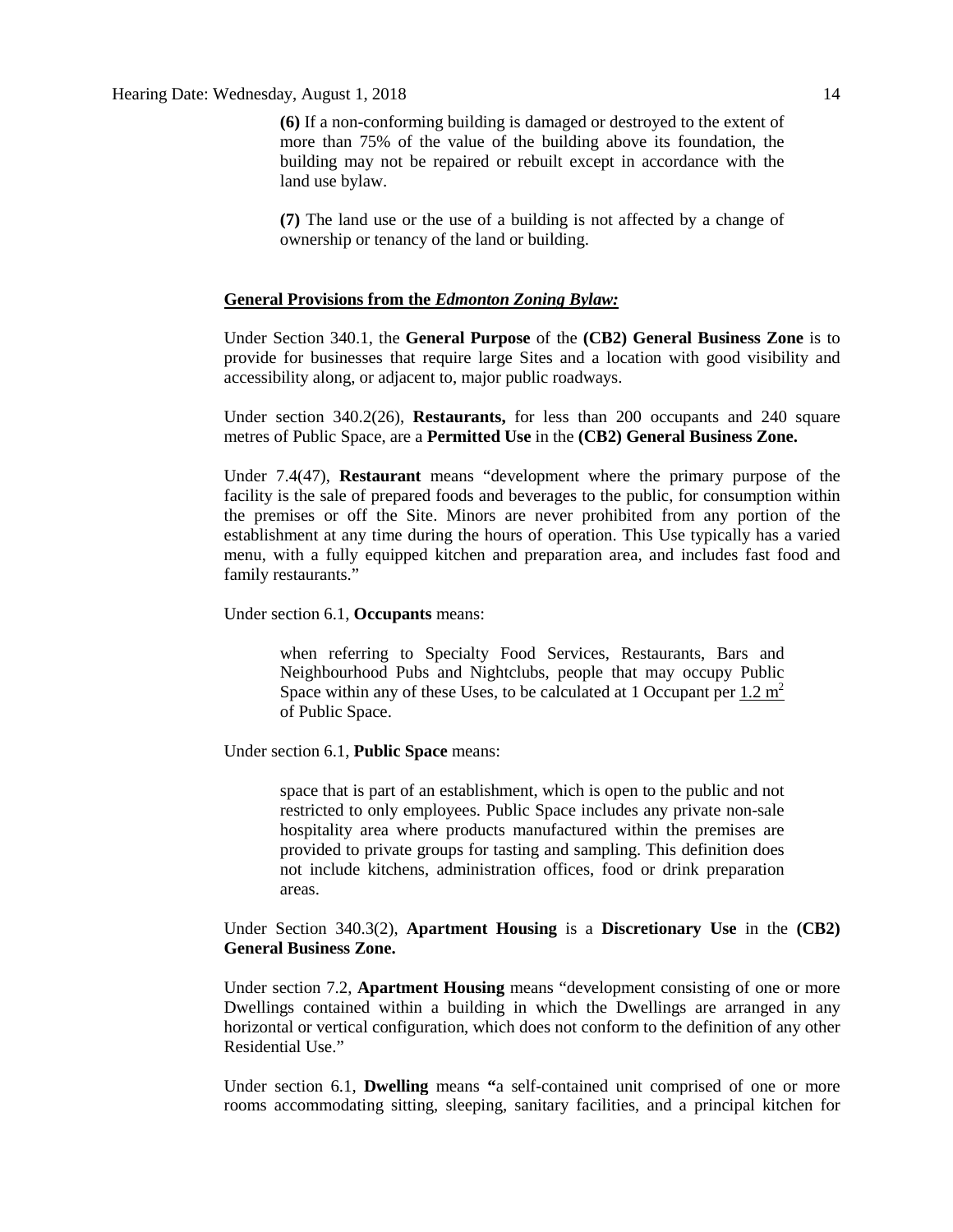**(6)** If a non-conforming building is damaged or destroyed to the extent of more than 75% of the value of the building above its foundation, the building may not be repaired or rebuilt except in accordance with the land use bylaw.

**(7)** The land use or the use of a building is not affected by a change of ownership or tenancy of the land or building.

**General Provisions from the *Edmonton Zoning Bylaw:***

Under Section 340.1, the **General Purpose** of the **(CB2) General Business Zone** is to provide for businesses that require large Sites and a location with good visibility and accessibility along, or adjacent to, major public roadways.

Under section 340.2(26), **Restaurants,** for less than 200 occupants and 240 square metres of Public Space, are a **Permitted Use** in the **(CB2) General Business Zone.**

Under 7.4(47), **Restaurant** means "development where the primary purpose of the facility is the sale of prepared foods and beverages to the public, for consumption within the premises or off the Site. Minors are never prohibited from any portion of the establishment at any time during the hours of operation. This Use typically has a varied menu, with a fully equipped kitchen and preparation area, and includes fast food and family restaurants."

Under section 6.1, **Occupants** means:

> when referring to Specialty Food Services, Restaurants, Bars and Neighbourhood Pubs and Nightclubs, people that may occupy Public Space within any of these Uses, to be calculated at 1 Occupant per $1.2 \, m^2$ of Public Space.

Under section 6.1, **Public Space** means:

> space that is part of an establishment, which is open to the public and not restricted to only employees. Public Space includes any private non-sale hospitality area where products manufactured within the premises are provided to private groups for tasting and sampling. This definition does not include kitchens, administration offices, food or drink preparation areas.

Under Section 340.3(2), **Apartment Housing** is a **Discretionary Use** in the **(CB2) General Business Zone.**

Under section 7.2, **Apartment Housing** means "development consisting of one or more Dwellings contained within a building in which the Dwellings are arranged in any horizontal or vertical configuration, which does not conform to the definition of any other Residential Use."

Under section 6.1, **Dwelling** means **"**a self-contained unit comprised of one or more rooms accommodating sitting, sleeping, sanitary facilities, and a principal kitchen for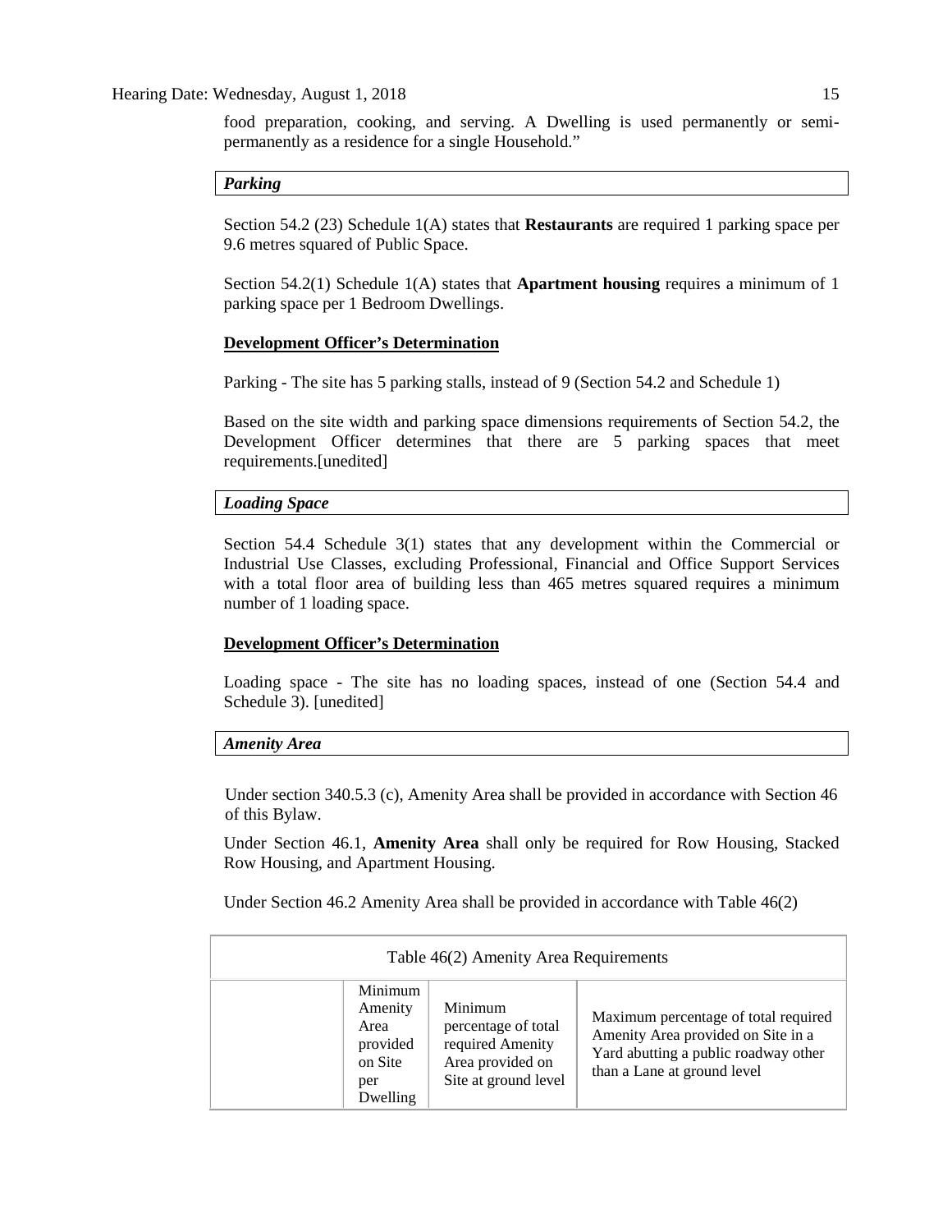food preparation, cooking, and serving. A Dwelling is used permanently or semi-permanently as a residence for a single Household."

***Parking***

Section 54.2 (23) Schedule 1(A) states that **Restaurants** are required 1 parking space per 9.6 metres squared of Public Space.

Section 54.2(1) Schedule 1(A) states that **Apartment housing** requires a minimum of 1 parking space per 1 Bedroom Dwellings.

**Development Officer's Determination**

Parking - The site has 5 parking stalls, instead of 9 (Section 54.2 and Schedule 1)

Based on the site width and parking space dimensions requirements of Section 54.2, the Development Officer determines that there are 5 parking spaces that meet requirements.[unedited]

***Loading Space***

Section 54.4 Schedule 3(1) states that any development within the Commercial or Industrial Use Classes, excluding Professional, Financial and Office Support Services with a total floor area of building less than 465 metres squared requires a minimum number of 1 loading space.

**Development Officer's Determination**

Loading space - The site has no loading spaces, instead of one (Section 54.4 and Schedule 3). [unedited]

***Amenity Area***

Under section 340.5.3 (c), Amenity Area shall be provided in accordance with Section 46 of this Bylaw.

Under Section 46.1, **Amenity Area** shall only be required for Row Housing, Stacked Row Housing, and Apartment Housing.

Under Section 46.2 Amenity Area shall be provided in accordance with Table 46(2)

| Table 46(2) Amenity Area Requirements | | | |
|---|---|---|---|
| | Minimum Amenity Area provided on Site per Dwelling | Minimum percentage of total required Amenity Area provided on Site at ground level | Maximum percentage of total required Amenity Area provided on Site in a Yard abutting a public roadway other than a Lane at ground level |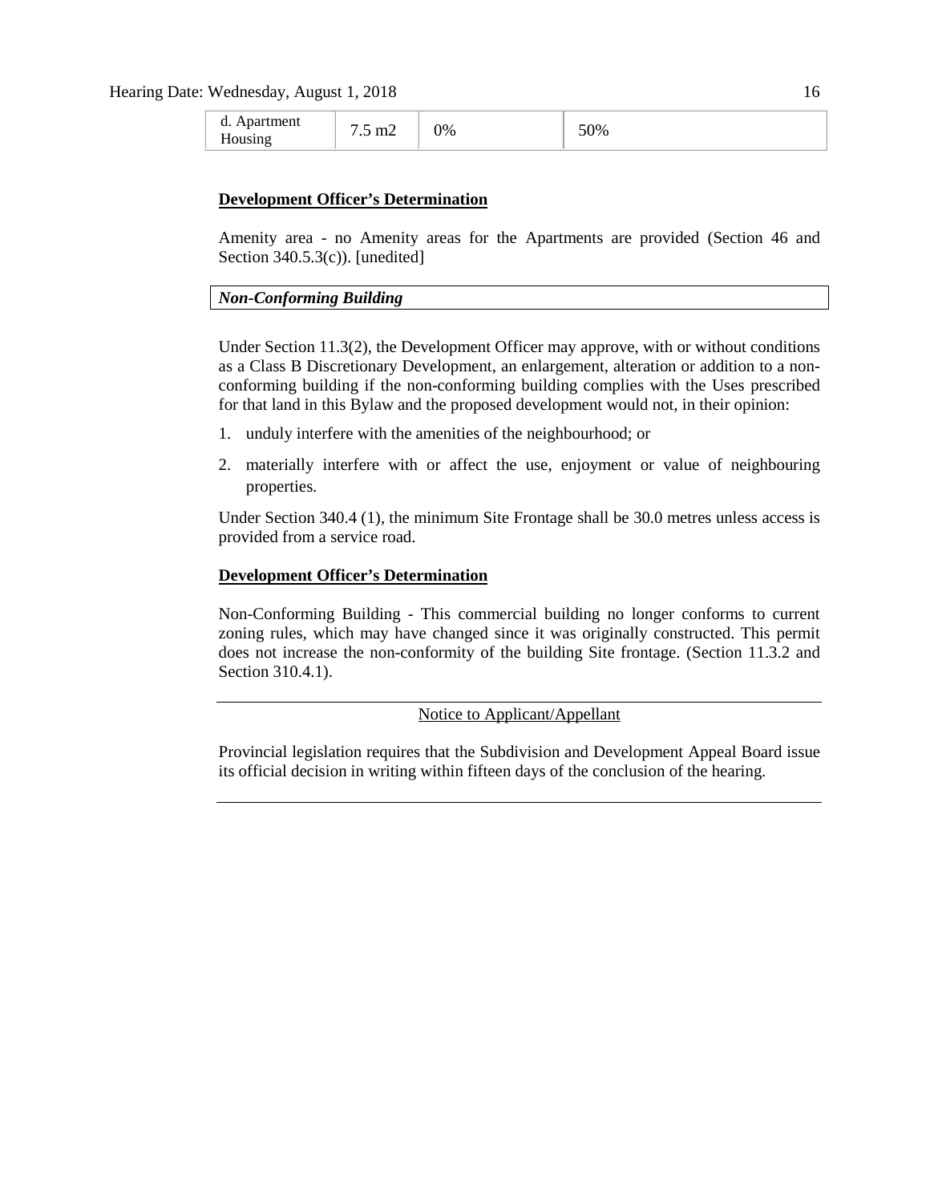| d. Apartment Housing | 7.5 m2 | 0% | 50% |
|---|---|---|---|

**Development Officer's Determination**

Amenity area - no Amenity areas for the Apartments are provided (Section 46 and Section 340.5.3(c)). [unedited]

***Non-Conforming Building***

Under Section 11.3(2), the Development Officer may approve, with or without conditions as a Class B Discretionary Development, an enlargement, alteration or addition to a non-conforming building if the non-conforming building complies with the Uses prescribed for that land in this Bylaw and the proposed development would not, in their opinion:

1. unduly interfere with the amenities of the neighbourhood; or
2. materially interfere with or affect the use, enjoyment or value of neighbouring properties.

Under Section 340.4 (1), the minimum Site Frontage shall be 30.0 metres unless access is provided from a service road.

**Development Officer's Determination**

Non-Conforming Building - This commercial building no longer conforms to current zoning rules, which may have changed since it was originally constructed. This permit does not increase the non-conformity of the building Site frontage. (Section 11.3.2 and Section 310.4.1).

---

Notice to Applicant/Appellant

Provincial legislation requires that the Subdivision and Development Appeal Board issue its official decision in writing within fifteen days of the conclusion of the hearing.

---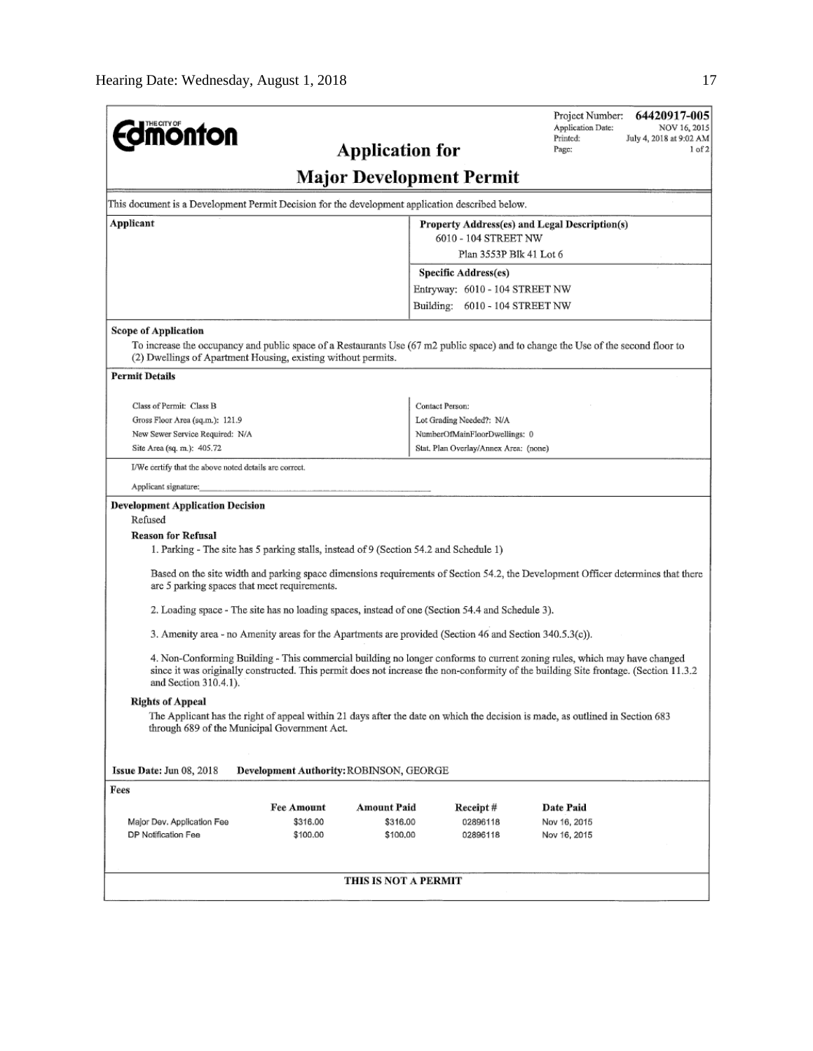**The City of Edmonton**

Project Number: **64420917-005**
Application Date: NOV 16, 2015
Printed: July 4, 2018 at 9:02 AM
Page: 1 of 2

# Application for Major Development Permit

This document is a Development Permit Decision for the development application described below.

| Applicant | Property Address(es) and Legal Description(s) |
|---|---|
| | 6010 - 104 STREET NW<br>Plan 3553P Blk 41 Lot 6 |
| | **Specific Address(es)**<br>Entryway: 6010 - 104 STREET NW<br>Building: 6010 - 104 STREET NW |

**Scope of Application**

To increase the occupancy and public space of a Restaurants Use (67 m2 public space) and to change the Use of the second floor to (2) Dwellings of Apartment Housing, existing without permits.

**Permit Details**

| | |
|---|---|
| Class of Permit: Class B | Contact Person: |
| Gross Floor Area (sq.m.): 121.9 | Lot Grading Needed?: N/A |
| New Sewer Service Required: N/A | NumberOfMainFloorDwellings: 0 |
| Site Area (sq. m.): 405.72 | Stat. Plan Overlay/Annex Area: (none) |

I/We certify that the above noted details are correct.

Applicant signature: ______________________________

**Development Application Decision**

Refused

**Reason for Refusal**

1. Parking - The site has 5 parking stalls, instead of 9 (Section 54.2 and Schedule 1)

   Based on the site width and parking space dimensions requirements of Section 54.2, the Development Officer determines that there are 5 parking spaces that meet requirements.

2. Loading space - The site has no loading spaces, instead of one (Section 54.4 and Schedule 3).

3. Amenity area - no Amenity areas for the Apartments are provided (Section 46 and Section 340.5.3(c)).

4. Non-Conforming Building - This commercial building no longer conforms to current zoning rules, which may have changed since it was originally constructed. This permit does not increase the non-conformity of the building Site frontage. (Section 11.3.2 and Section 310.4.1).

**Rights of Appeal**

The Applicant has the right of appeal within 21 days after the date on which the decision is made, as outlined in Section 683 through 689 of the Municipal Government Act.

**Issue Date:** Jun 08, 2018 **Development Authority:** ROBINSON, GEORGE

**Fees**

| | Fee Amount | Amount Paid | Receipt # | Date Paid |
|---|---|---|---|---|
| Major Dev. Application Fee | $316.00 | $316.00 | 02896118 | Nov 16, 2015 |
| DP Notification Fee | $100.00 | $100.00 | 02896118 | Nov 16, 2015 |

**THIS IS NOT A PERMIT**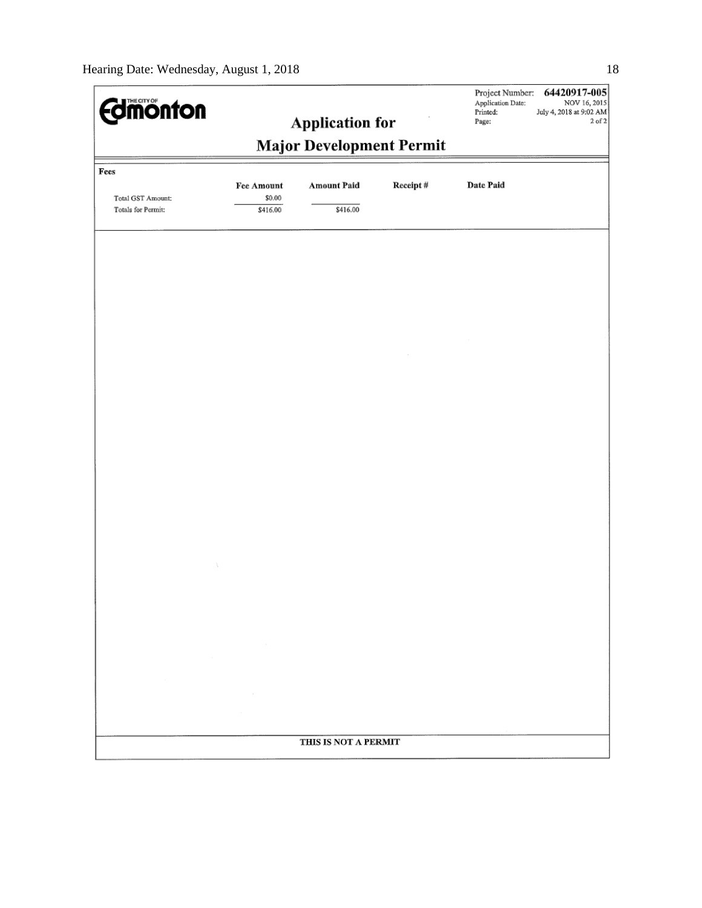**THE CITY OF Edmonton**

Project Number: **64420917-005**
Application Date: NOV 16, 2015
Printed: July 4, 2018 at 9:02 AM
Page: 2 of 2

## Application for

## Major Development Permit

**Fees**

| | Fee Amount | Amount Paid | Receipt # | Date Paid |
|---|---|---|---|---|
| Total GST Amount: | $0.00 | | | |
| Totals for Permit: | $416.00 | $416.00 | | |

**THIS IS NOT A PERMIT**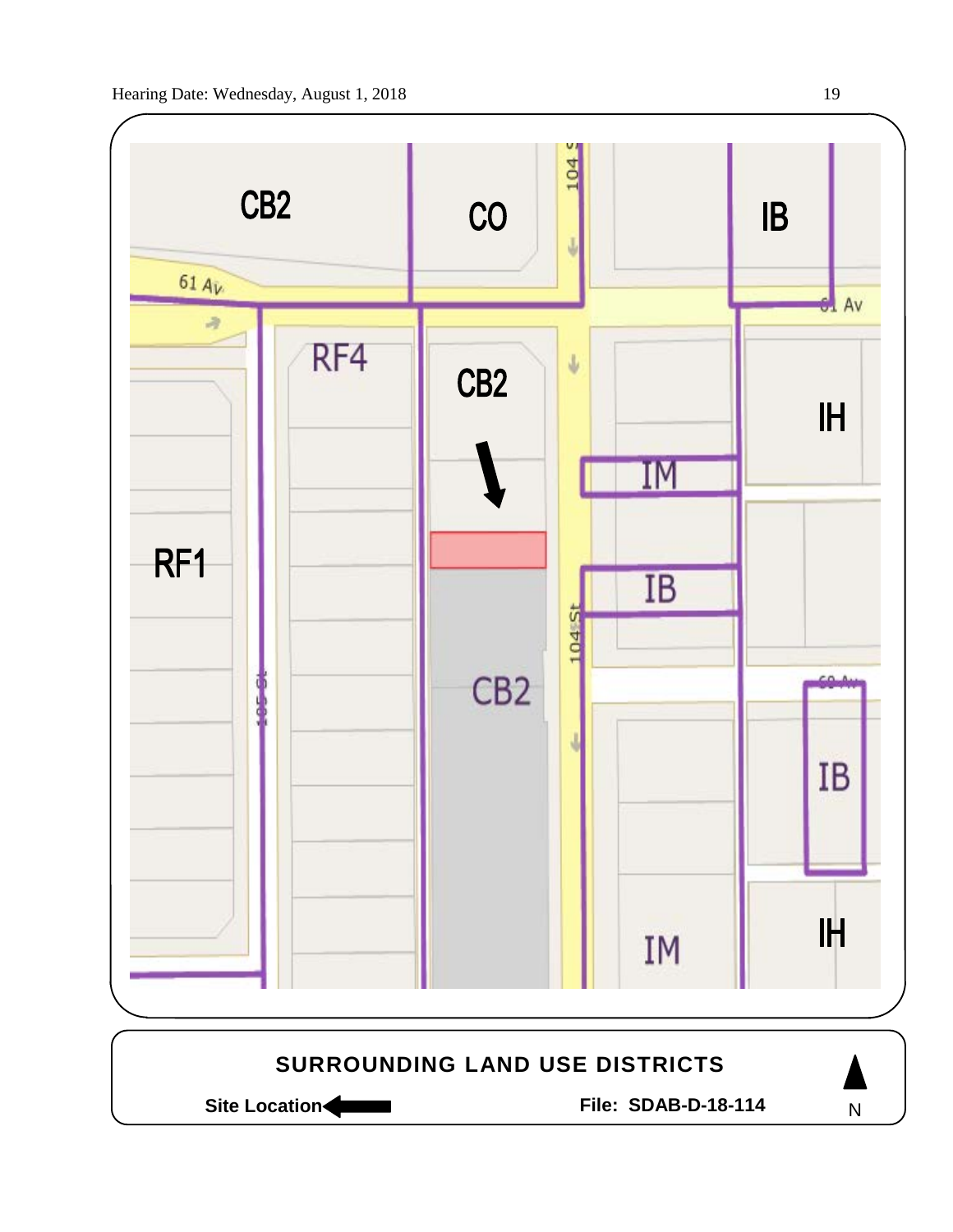CB2

CO

104 St

IB

61 Av

61 Av

RF4

CB2

IH

IM

RF1

IB

104 St

105 St

CB2

60 Av

IB

IM

IH

**SURROUNDING LAND USE DISTRICTS**

**Site Location**

**File: SDAB-D-18-114**

N